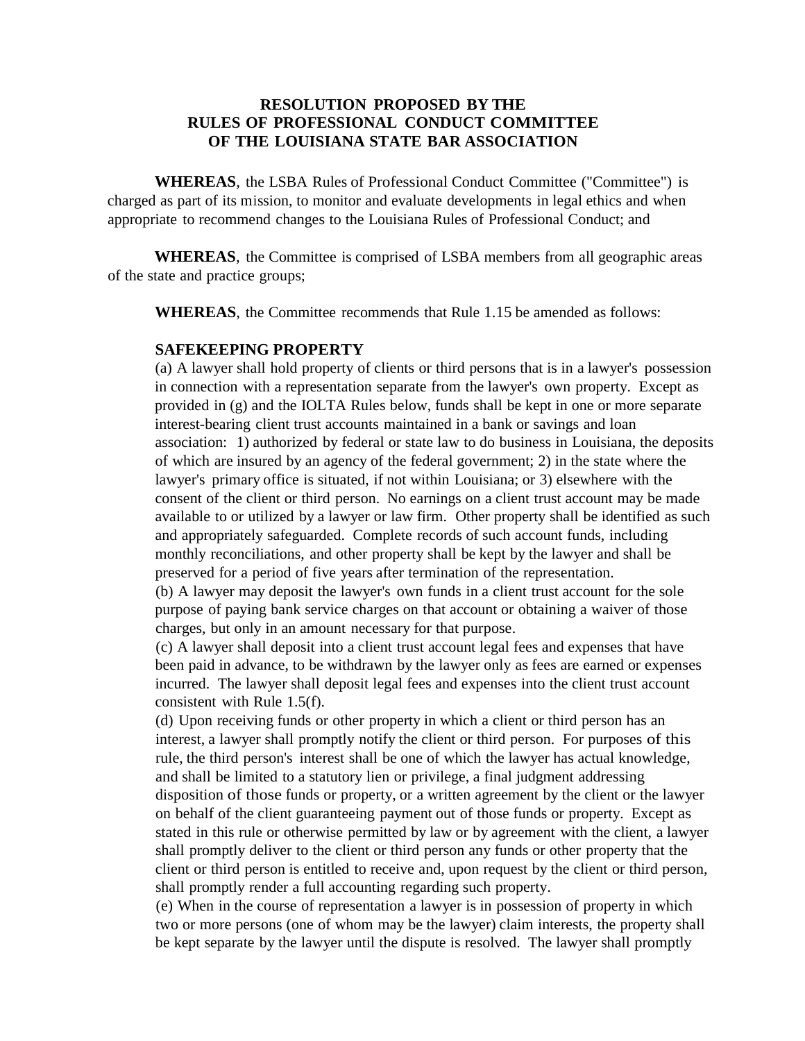# RESOLUTION PROPOSED BY THE RULES OF PROFESSIONAL CONDUCT COMMITTEE OF THE LOUISIANA STATE BAR ASSOCIATION

**WHEREAS**, the LSBA Rules of Professional Conduct Committee ("Committee") is charged as part of its mission, to monitor and evaluate developments in legal ethics and when appropriate to recommend changes to the Louisiana Rules of Professional Conduct; and

**WHEREAS**, the Committee is comprised of LSBA members from all geographic areas of the state and practice groups;

**WHEREAS**, the Committee recommends that Rule 1.15 be amended as follows:

**SAFEKEEPING PROPERTY**

(a) A lawyer shall hold property of clients or third persons that is in a lawyer's possession in connection with a representation separate from the lawyer's own property. Except as provided in (g) and the IOLTA Rules below, funds shall be kept in one or more separate interest-bearing client trust accounts maintained in a bank or savings and loan association: 1) authorized by federal or state law to do business in Louisiana, the deposits of which are insured by an agency of the federal government; 2) in the state where the lawyer's primary office is situated, if not within Louisiana; or 3) elsewhere with the consent of the client or third person. No earnings on a client trust account may be made available to or utilized by a lawyer or law firm. Other property shall be identified as such and appropriately safeguarded. Complete records of such account funds, including monthly reconciliations, and other property shall be kept by the lawyer and shall be preserved for a period of five years after termination of the representation.

(b) A lawyer may deposit the lawyer's own funds in a client trust account for the sole purpose of paying bank service charges on that account or obtaining a waiver of those charges, but only in an amount necessary for that purpose.

(c) A lawyer shall deposit into a client trust account legal fees and expenses that have been paid in advance, to be withdrawn by the lawyer only as fees are earned or expenses incurred. The lawyer shall deposit legal fees and expenses into the client trust account consistent with Rule 1.5(f).

(d) Upon receiving funds or other property in which a client or third person has an interest, a lawyer shall promptly notify the client or third person. For purposes of this rule, the third person's interest shall be one of which the lawyer has actual knowledge, and shall be limited to a statutory lien or privilege, a final judgment addressing disposition of those funds or property, or a written agreement by the client or the lawyer on behalf of the client guaranteeing payment out of those funds or property. Except as stated in this rule or otherwise permitted by law or by agreement with the client, a lawyer shall promptly deliver to the client or third person any funds or other property that the client or third person is entitled to receive and, upon request by the client or third person, shall promptly render a full accounting regarding such property.

(e) When in the course of representation a lawyer is in possession of property in which two or more persons (one of whom may be the lawyer) claim interests, the property shall be kept separate by the lawyer until the dispute is resolved. The lawyer shall promptly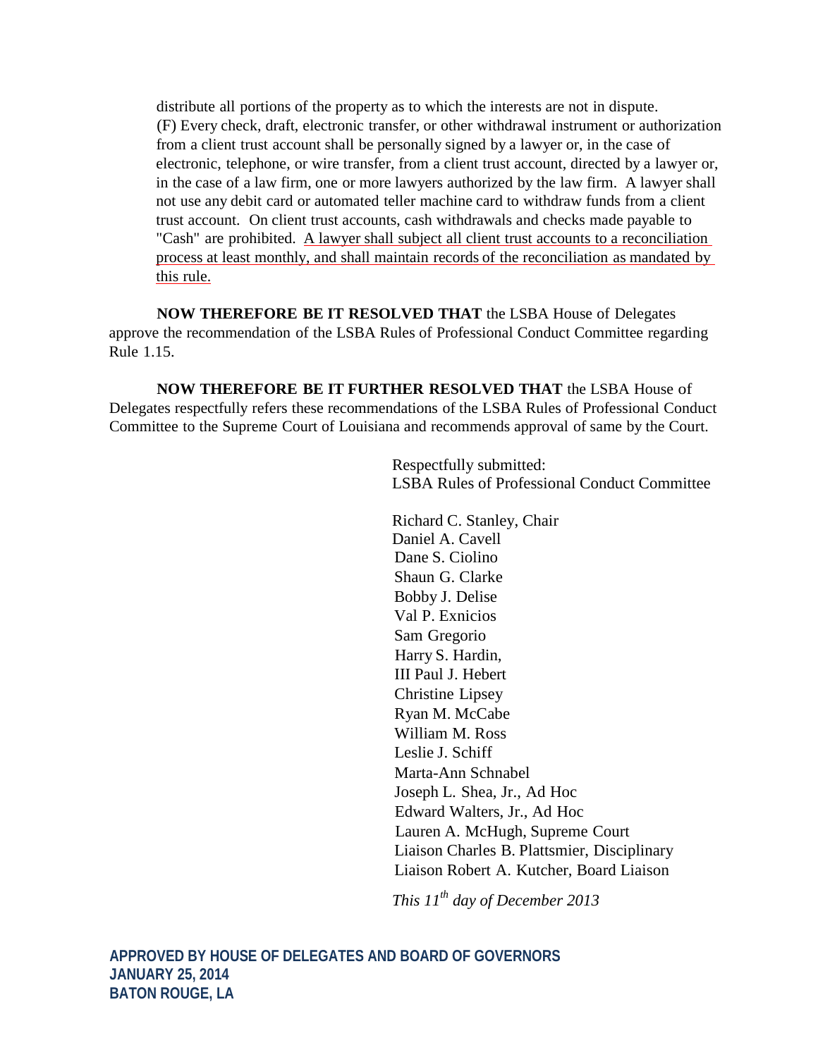distribute all portions of the property as to which the interests are not in dispute.

(F) Every check, draft, electronic transfer, or other withdrawal instrument or authorization from a client trust account shall be personally signed by a lawyer or, in the case of electronic, telephone, or wire transfer, from a client trust account, directed by a lawyer or, in the case of a law firm, one or more lawyers authorized by the law firm. A lawyer shall not use any debit card or automated teller machine card to withdraw funds from a client trust account. On client trust accounts, cash withdrawals and checks made payable to "Cash" are prohibited. A lawyer shall subject all client trust accounts to a reconciliation process at least monthly, and shall maintain records of the reconciliation as mandated by this rule.

**NOW THEREFORE BE IT RESOLVED THAT** the LSBA House of Delegates approve the recommendation of the LSBA Rules of Professional Conduct Committee regarding Rule 1.15.

**NOW THEREFORE BE IT FURTHER RESOLVED THAT** the LSBA House of Delegates respectfully refers these recommendations of the LSBA Rules of Professional Conduct Committee to the Supreme Court of Louisiana and recommends approval of same by the Court.

Respectfully submitted:
LSBA Rules of Professional Conduct Committee

Richard C. Stanley, Chair
Daniel A. Cavell
Dane S. Ciolino
Shaun G. Clarke
Bobby J. Delise
Val P. Exnicios
Sam Gregorio
Harry S. Hardin,
III Paul J. Hebert
Christine Lipsey
Ryan M. McCabe
William M. Ross
Leslie J. Schiff
Marta-Ann Schnabel
Joseph L. Shea, Jr., Ad Hoc
Edward Walters, Jr., Ad Hoc
Lauren A. McHugh, Supreme Court
Liaison Charles B. Plattsmier, Disciplinary
Liaison Robert A. Kutcher, Board Liaison

*This 11th day of December 2013*

**APPROVED BY HOUSE OF DELEGATES AND BOARD OF GOVERNORS**
**JANUARY 25, 2014**
**BATON ROUGE, LA**